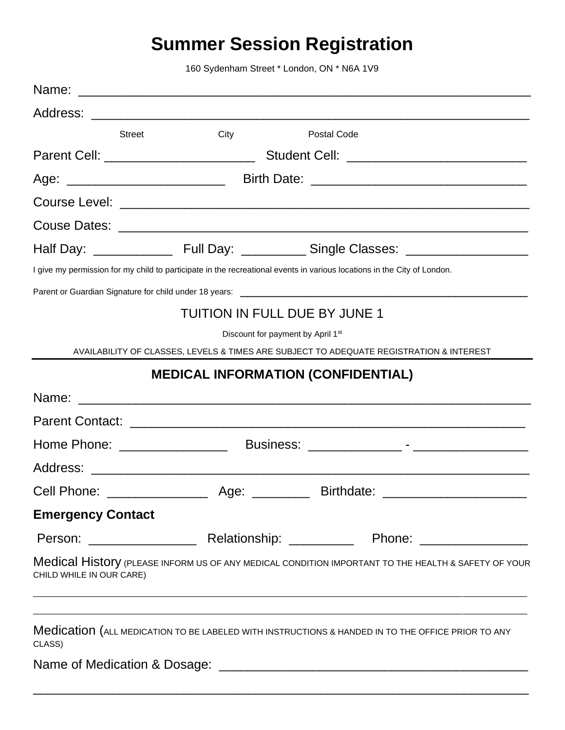# Summer Session Registration

160 Sydenham Street * London, ON * N6A 1V9

Name: ____________________________________________________________

Address: __________________________________________________________

Street City Postal Code

Parent Cell: ____________________ Student Cell: ________________________

Age: _____________________ Birth Date: _____________________________

Course Level: ______________________________________________________

Couse Dates: ______________________________________________________

Half Day: ___________ Full Day: _________ Single Classes: ________________

I give my permission for my child to participate in the recreational events in various locations in the City of London.

Parent or Guardian Signature for child under 18 years: _____________________________________________

TUITION IN FULL DUE BY JUNE 1

Discount for payment by April 1st

AVAILABILITY OF CLASSES, LEVELS & TIMES ARE SUBJECT TO ADEQUATE REGISTRATION & INTEREST

---

## MEDICAL INFORMATION (CONFIDENTIAL)

Name: ____________________________________________________________

Parent Contact: _____________________________________________________

Home Phone: _______________ Business: _____________ - ________________

Address: __________________________________________________________

Cell Phone: ______________ Age: ________ Birthdate: ____________________

**Emergency Contact**

Person: _______________ Relationship: _________ Phone: _______________

Medical History (PLEASE INFORM US OF ANY MEDICAL CONDITION IMPORTANT TO THE HEALTH & SAFETY OF YOUR CHILD WHILE IN OUR CARE)

__________________________________________________________________________

__________________________________________________________________________

Medication (ALL MEDICATION TO BE LABELED WITH INSTRUCTIONS & HANDED IN TO THE OFFICE PRIOR TO ANY CLASS)

Name of Medication & Dosage: __________________________________________

__________________________________________________________________________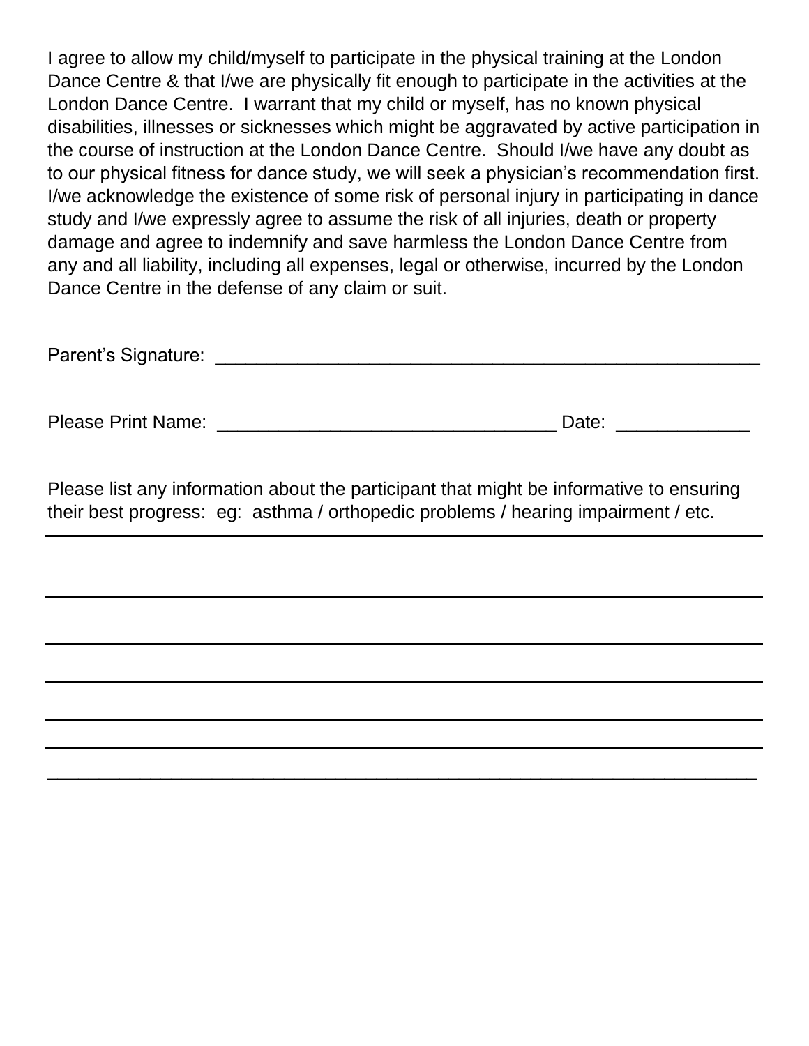I agree to allow my child/myself to participate in the physical training at the London Dance Centre & that I/we are physically fit enough to participate in the activities at the London Dance Centre. I warrant that my child or myself, has no known physical disabilities, illnesses or sicknesses which might be aggravated by active participation in the course of instruction at the London Dance Centre. Should I/we have any doubt as to our physical fitness for dance study, we will seek a physician's recommendation first. I/we acknowledge the existence of some risk of personal injury in participating in dance study and I/we expressly agree to assume the risk of all injuries, death or property damage and agree to indemnify and save harmless the London Dance Centre from any and all liability, including all expenses, legal or otherwise, incurred by the London Dance Centre in the defense of any claim or suit.

Parent's Signature: ____________________________________________________

Please Print Name: ________________________________ Date: ____________

Please list any information about the participant that might be informative to ensuring their best progress: eg: asthma / orthopedic problems / hearing impairment / etc.

_______________________________________________________________________

_______________________________________________________________________

_______________________________________________________________________

_______________________________________________________________________

_______________________________________________________________________

_______________________________________________________________________

_______________________________________________________________________